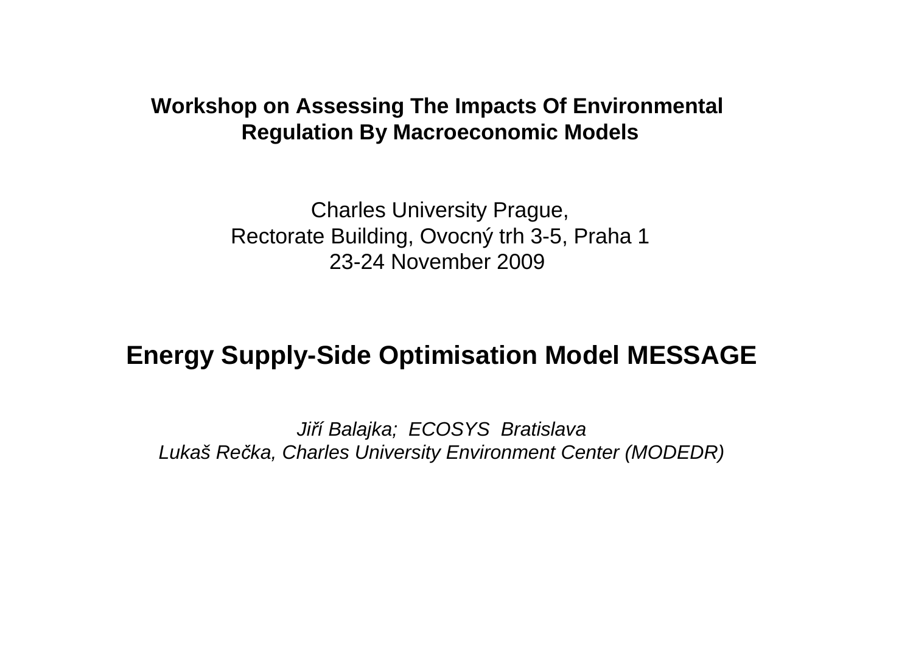**Workshop on Assessing The Impacts Of Environmental Regulation By Macroeconomic Models**

Charles University Prague,
Rectorate Building, Ovocný trh 3-5, Praha 1
23-24 November 2009

# Energy Supply-Side Optimisation Model MESSAGE

*Jiří Balajka; ECOSYS Bratislava*
*Lukaš Rečka, Charles University Environment Center (MODEDR)*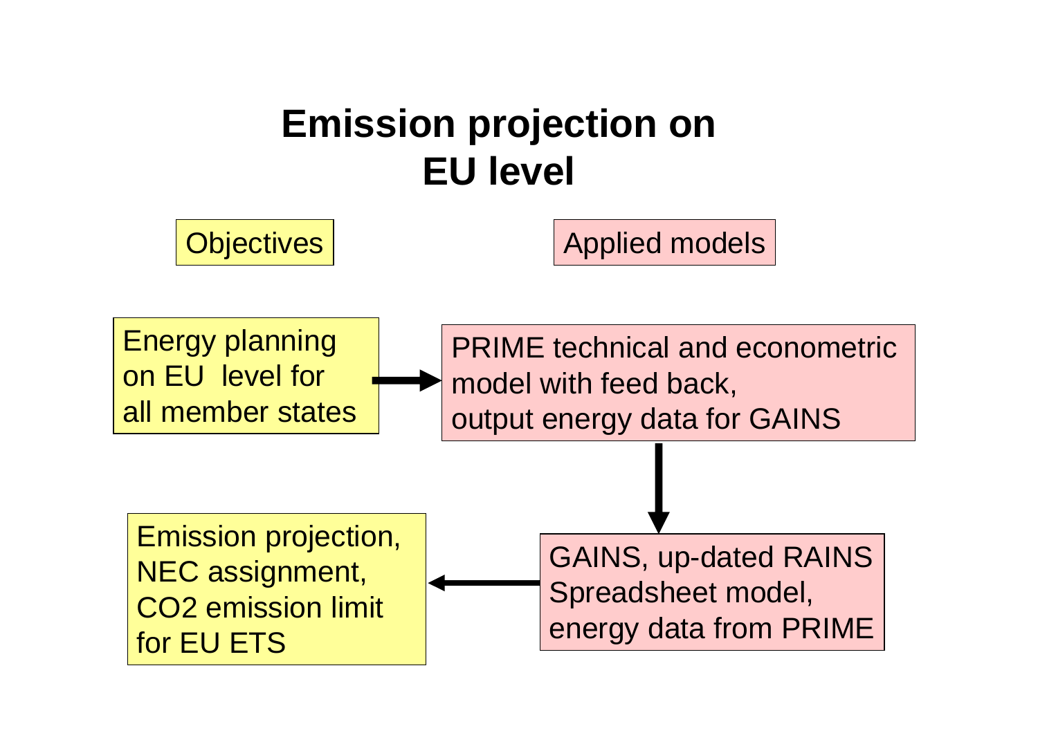# Emission projection on EU level

**Objectives**

**Applied models**

Energy planning on EU level for all member states → PRIME technical and econometric model with feed back, output energy data for GAINS

↓

GAINS, up-dated RAINS Spreadsheet model, energy data from PRIME → Emission projection, NEC assignment, $CO_2$ emission limit for EU ETS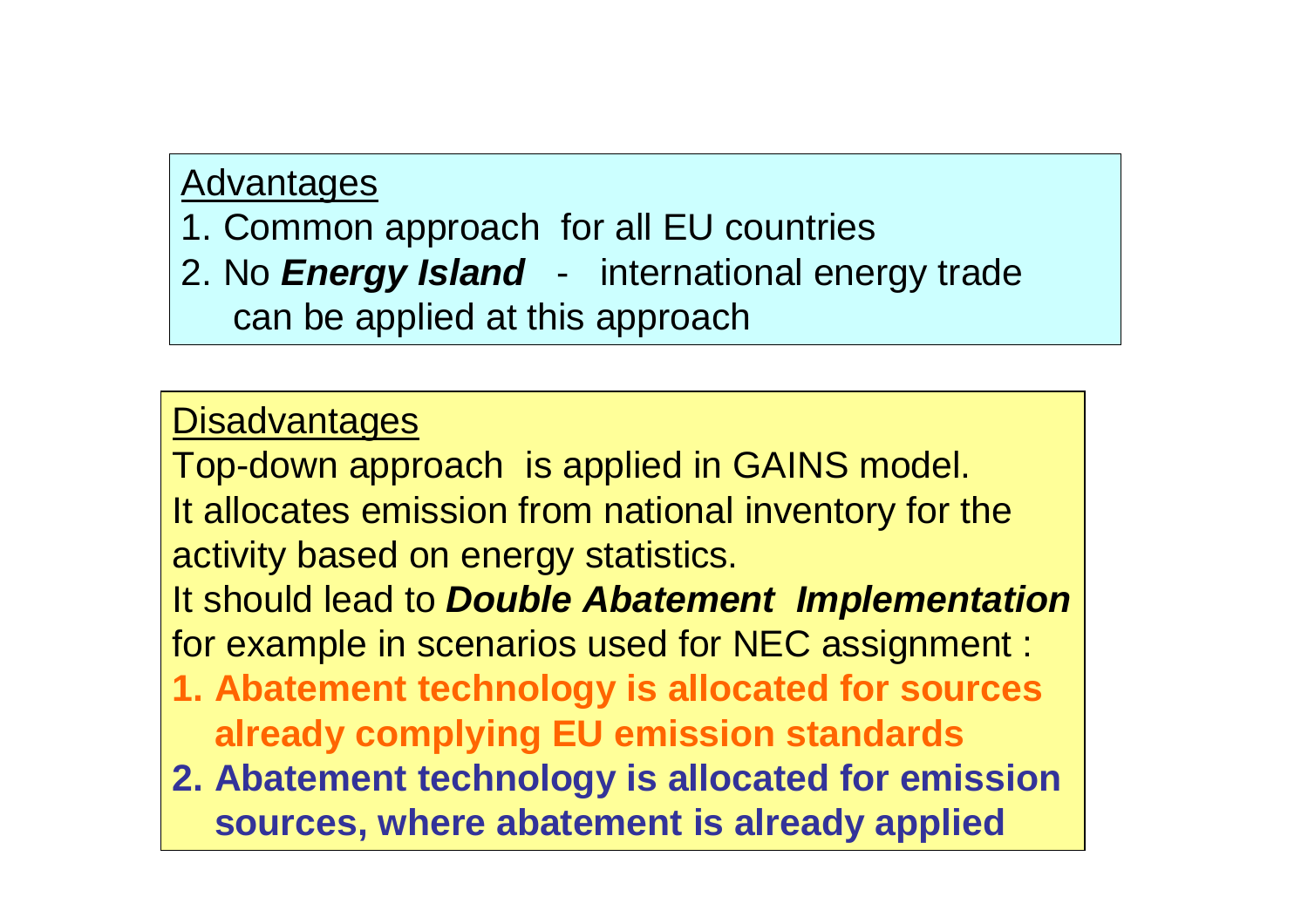Advantages

1. Common approach for all EU countries
2. No ***Energy Island*** - international energy trade can be applied at this approach

Disadvantages

Top-down approach is applied in GAINS model.
It allocates emission from national inventory for the activity based on energy statistics.
It should lead to ***Double Abatement Implementation*** for example in scenarios used for NEC assignment :

1. **Abatement technology is allocated for sources already complying EU emission standards**
2. **Abatement technology is allocated for emission sources, where abatement is already applied**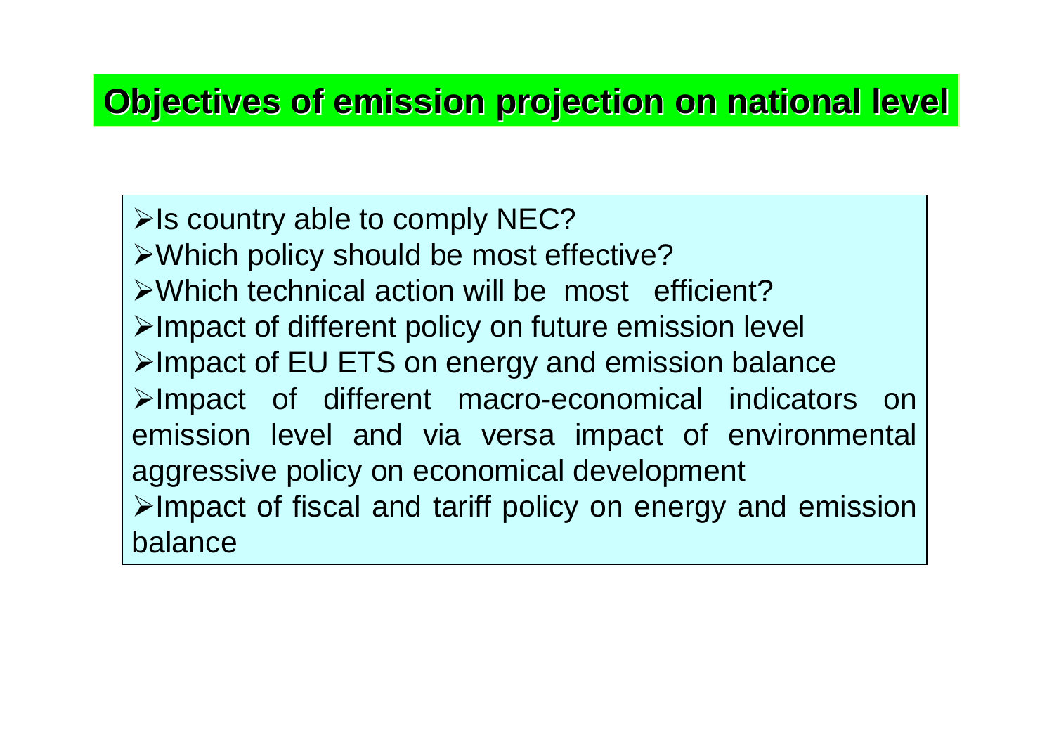# Objectives of emission projection on national level

- Is country able to comply NEC?
- Which policy should be most effective?
- Which technical action will be most efficient?
- Impact of different policy on future emission level
- Impact of EU ETS on energy and emission balance
- Impact of different macro-economical indicators on emission level and via versa impact of environmental aggressive policy on economical development
- Impact of fiscal and tariff policy on energy and emission balance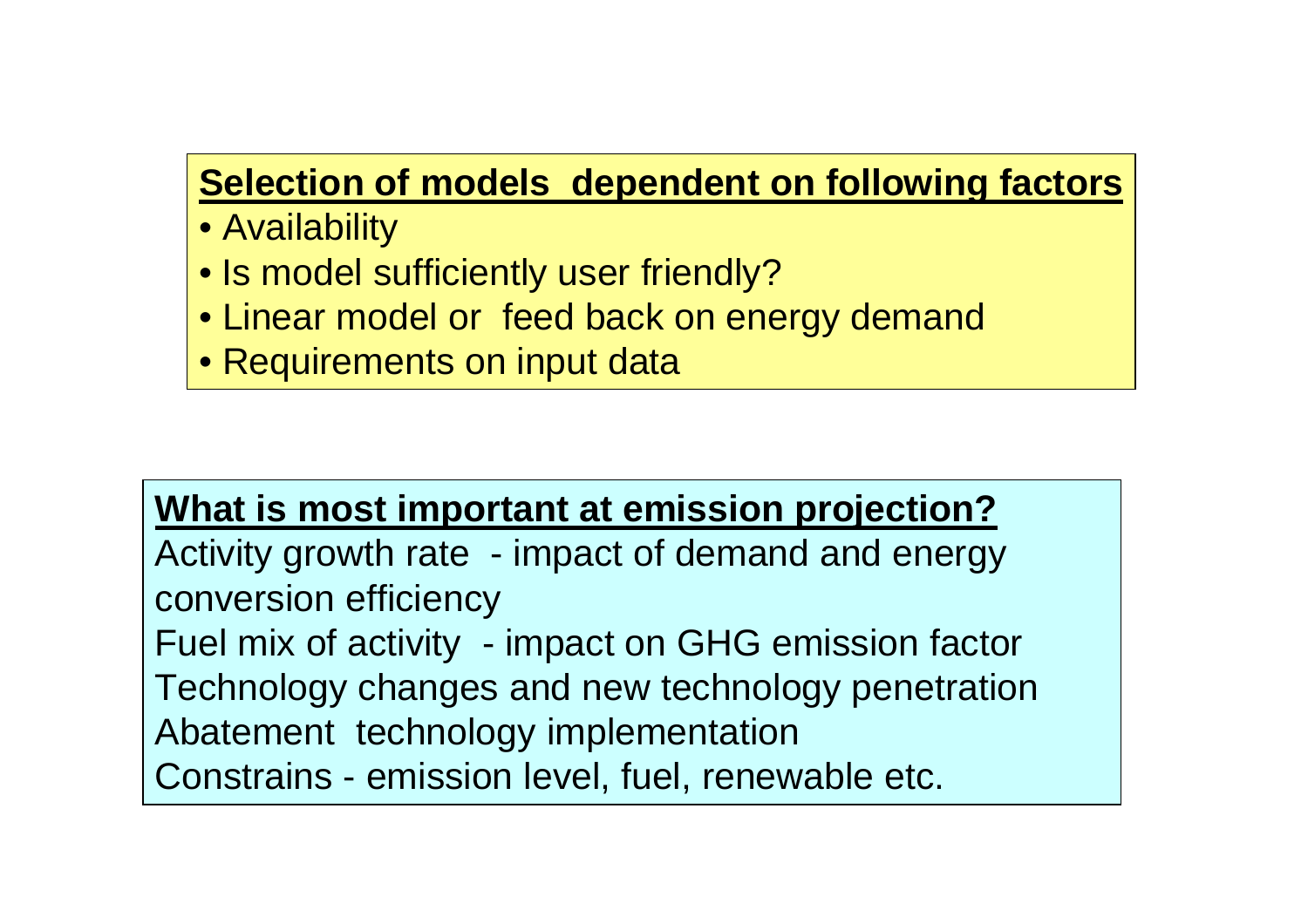**Selection of models  dependent on following factors**

- Availability
- Is model sufficiently user friendly?
- Linear model or  feed back on energy demand
- Requirements on input data

**What is most important at emission projection?**

Activity growth rate  - impact of demand and energy conversion efficiency

Fuel mix of activity  - impact on GHG emission factor

Technology changes and new technology penetration

Abatement  technology implementation

Constrains - emission level, fuel, renewable etc.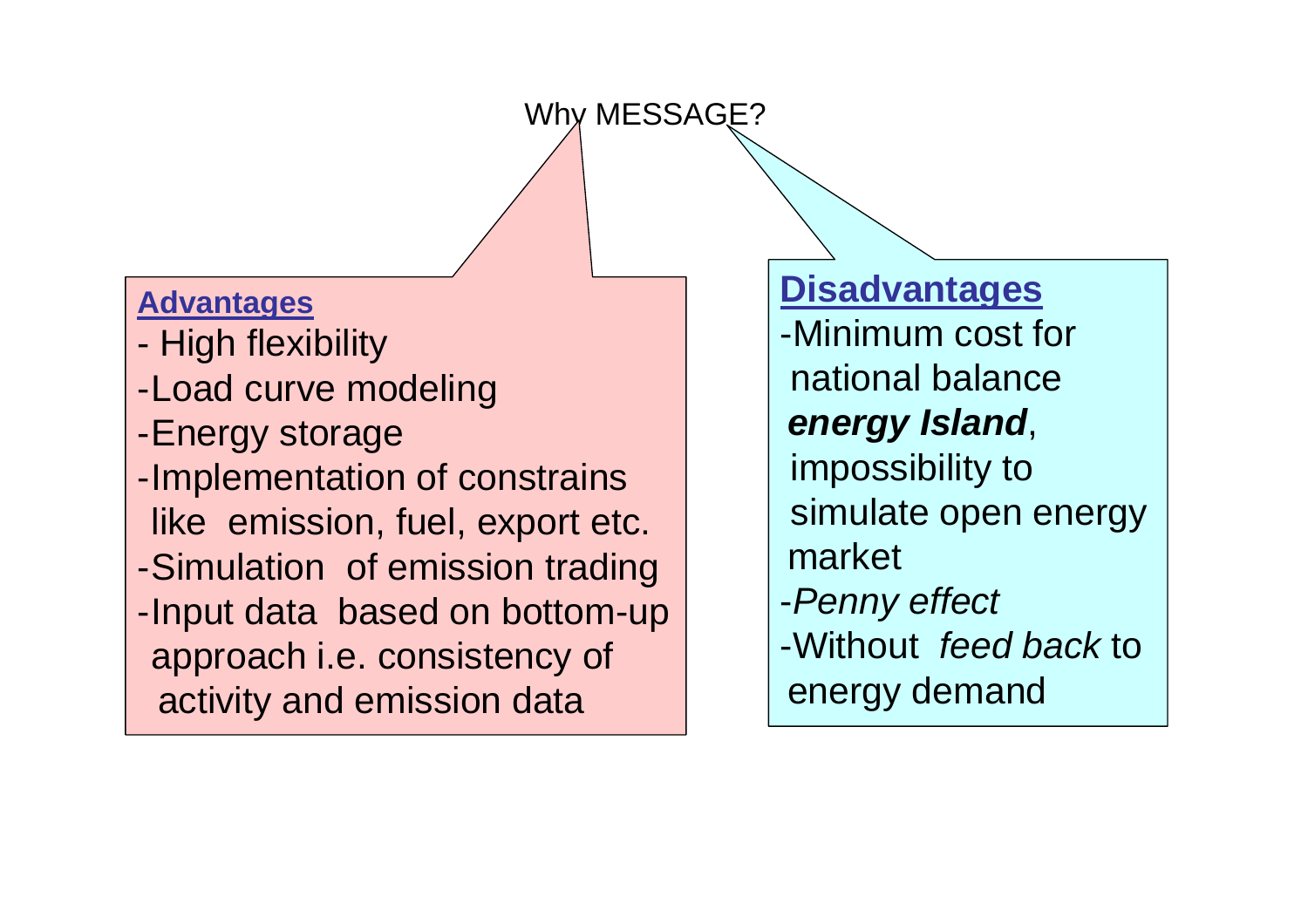# Why MESSAGE?

## Advantages

- High flexibility
- Load curve modeling
- Energy storage
- Implementation of constrains like emission, fuel, export etc.
- Simulation of emission trading
- Input data based on bottom-up approach i.e. consistency of activity and emission data

## Disadvantages

- Minimum cost for national balance ***energy Island***, impossibility to simulate open energy market
- *Penny effect*
- Without *feed back* to energy demand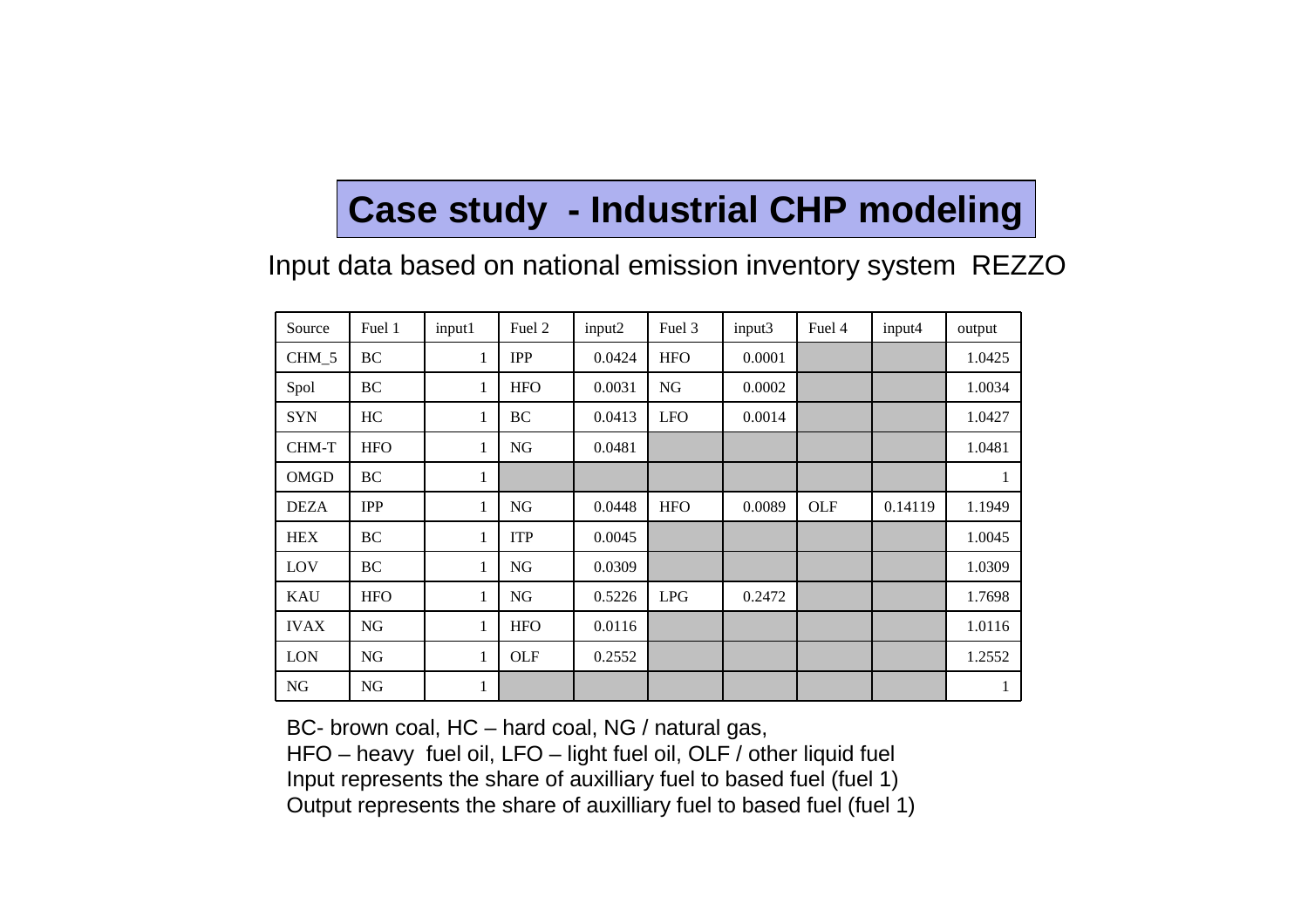# Case study - Industrial CHP modeling

Input data based on national emission inventory system REZZO

| Source | Fuel 1 | input1 | Fuel 2 | input2 | Fuel 3 | input3 | Fuel 4 | input4 | output |
|---|---|---|---|---|---|---|---|---|---|
| CHM_5 | BC | 1 | IPP | 0.0424 | HFO | 0.0001 | | | 1.0425 |
| Spol | BC | 1 | HFO | 0.0031 | NG | 0.0002 | | | 1.0034 |
| SYN | HC | 1 | BC | 0.0413 | LFO | 0.0014 | | | 1.0427 |
| CHM-T | HFO | 1 | NG | 0.0481 | | | | | 1.0481 |
| OMGD | BC | 1 | | | | | | | 1 |
| DEZA | IPP | 1 | NG | 0.0448 | HFO | 0.0089 | OLF | 0.14119 | 1.1949 |
| HEX | BC | 1 | ITP | 0.0045 | | | | | 1.0045 |
| LOV | BC | 1 | NG | 0.0309 | | | | | 1.0309 |
| KAU | HFO | 1 | NG | 0.5226 | LPG | 0.2472 | | | 1.7698 |
| IVAX | NG | 1 | HFO | 0.0116 | | | | | 1.0116 |
| LON | NG | 1 | OLF | 0.2552 | | | | | 1.2552 |
| NG | NG | 1 | | | | | | | 1 |

BC- brown coal, HC – hard coal, NG / natural gas,
HFO – heavy fuel oil, LFO – light fuel oil, OLF / other liquid fuel
Input represents the share of auxilliary fuel to based fuel (fuel 1)
Output represents the share of auxilliary fuel to based fuel (fuel 1)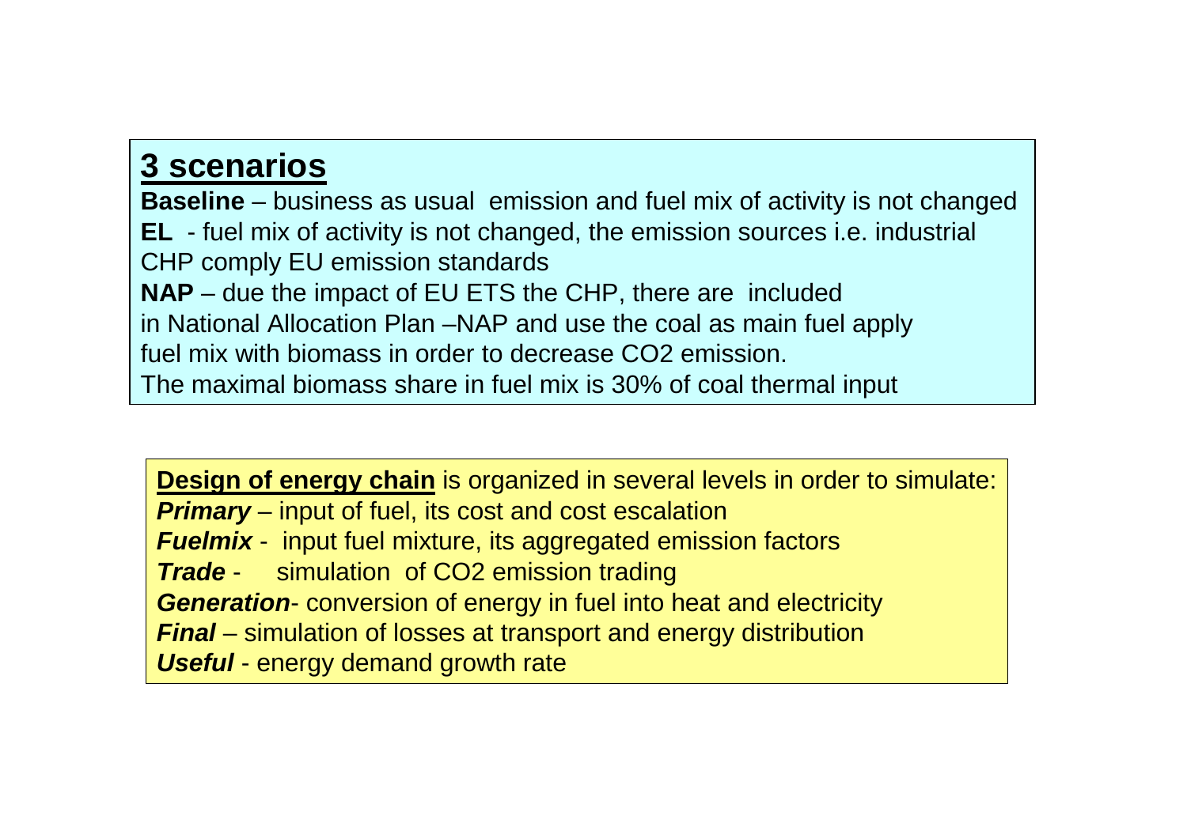## 3 scenarios

**Baseline** – business as usual emission and fuel mix of activity is not changed
**EL** - fuel mix of activity is not changed, the emission sources i.e. industrial CHP comply EU emission standards
**NAP** – due the impact of EU ETS the CHP, there are included in National Allocation Plan –NAP and use the coal as main fuel apply fuel mix with biomass in order to decrease $CO_2$ emission.
The maximal biomass share in fuel mix is 30% of coal thermal input

**Design of energy chain** is organized in several levels in order to simulate:
***Primary*** – input of fuel, its cost and cost escalation
***Fuelmix*** - input fuel mixture, its aggregated emission factors
***Trade*** - simulation of $CO_2$ emission trading
***Generation***- conversion of energy in fuel into heat and electricity
***Final*** – simulation of losses at transport and energy distribution
***Useful*** - energy demand growth rate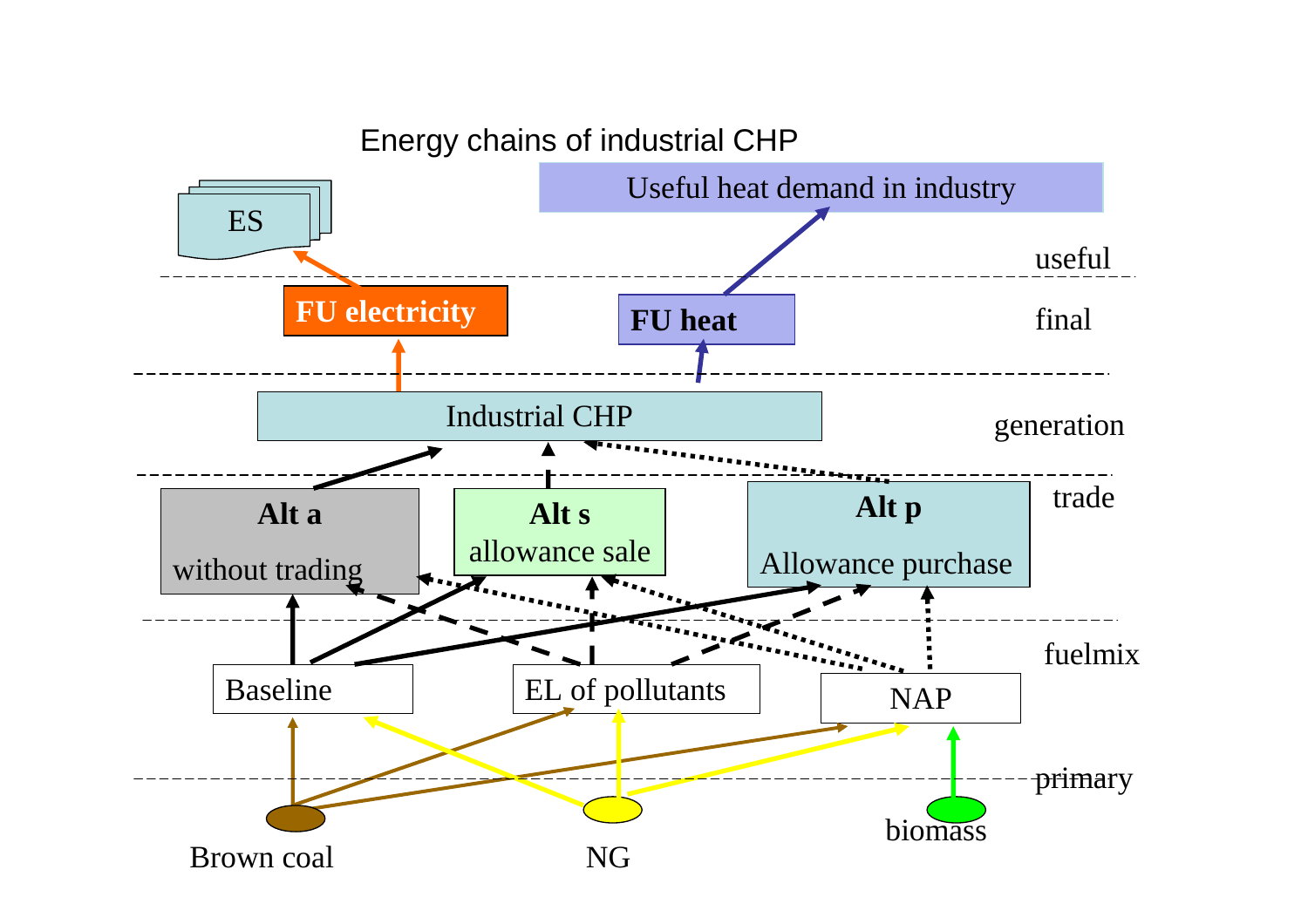Energy chains of industrial CHP

Useful heat demand in industry

ES

useful

FU electricity

FU heat

final

Industrial CHP

generation

Alt a

without trading

Alt s

allowance sale

Alt p

Allowance purchase

trade

fuelmix

Baseline

EL of pollutants

NAP

primary

Brown coal

NG

biomass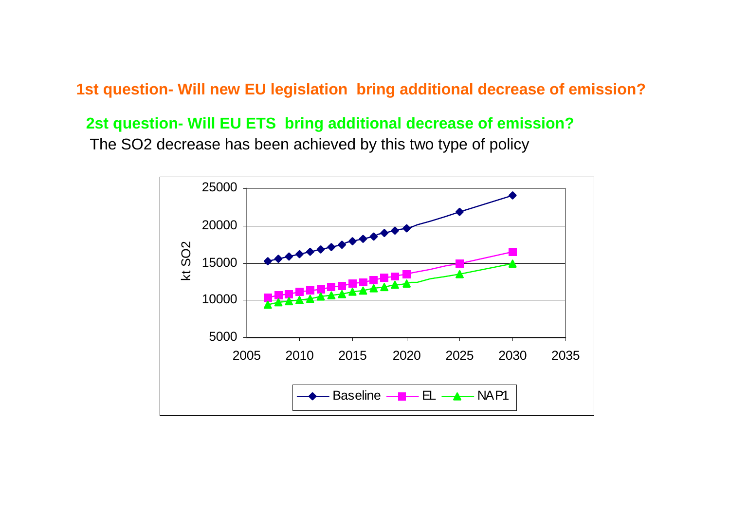**1st question- Will new EU legislation bring additional decrease of emission?**

**2st question- Will EU ETS bring additional decrease of emission?**

The SO2 decrease has been achieved by this two type of policy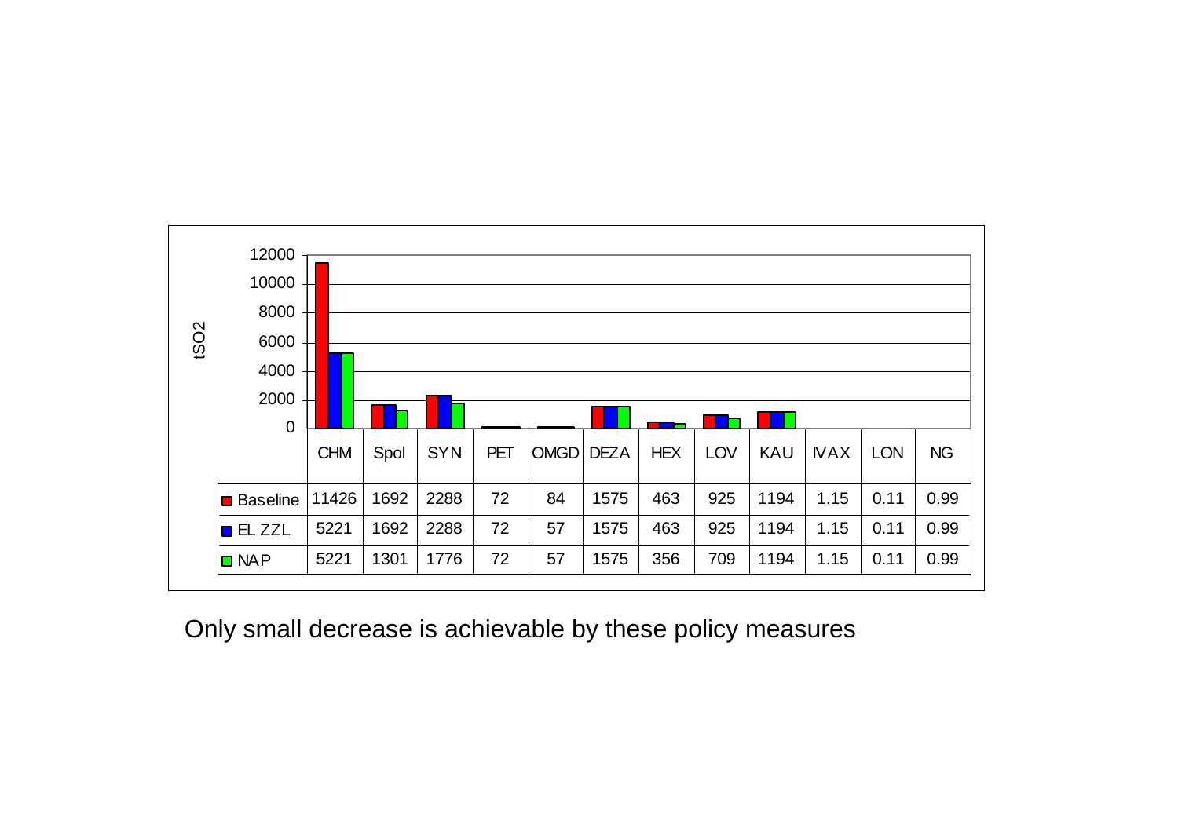| tSO2 | CHM | Spol | SYN | PET | OMGD | DEZA | HEX | LOV | KAU | IVAX | LON | NG |
|---|---|---|---|---|---|---|---|---|---|---|---|---|
| Baseline | 11426 | 1692 | 2288 | 72 | 84 | 1575 | 463 | 925 | 1194 | 1.15 | 0.11 | 0.99 |
| EL ZZL | 5221 | 1692 | 2288 | 72 | 57 | 1575 | 463 | 925 | 1194 | 1.15 | 0.11 | 0.99 |
| NAP | 5221 | 1301 | 1776 | 72 | 57 | 1575 | 356 | 709 | 1194 | 1.15 | 0.11 | 0.99 |

Only small decrease is achievable by these policy measures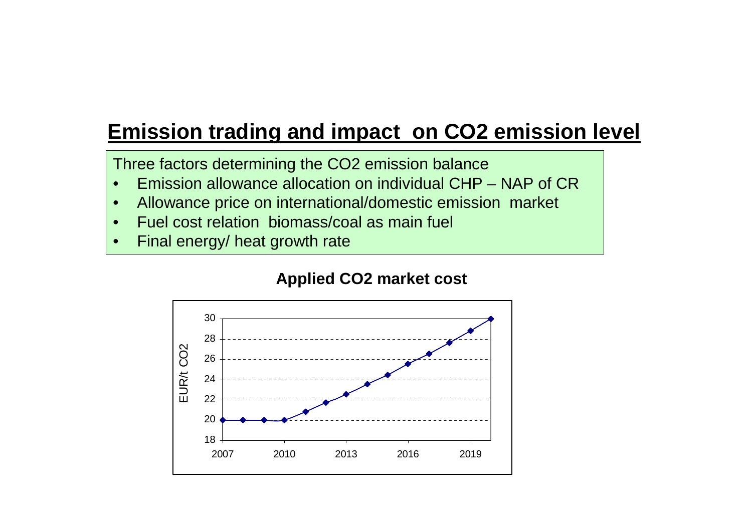# Emission trading and impact on CO2 emission level

Three factors determining the CO2 emission balance

- Emission allowance allocation on individual CHP – NAP of CR
- Allowance price on international/domestic emission market
- Fuel cost relation biomass/coal as main fuel
- Final energy/ heat growth rate

**Applied CO2 market cost**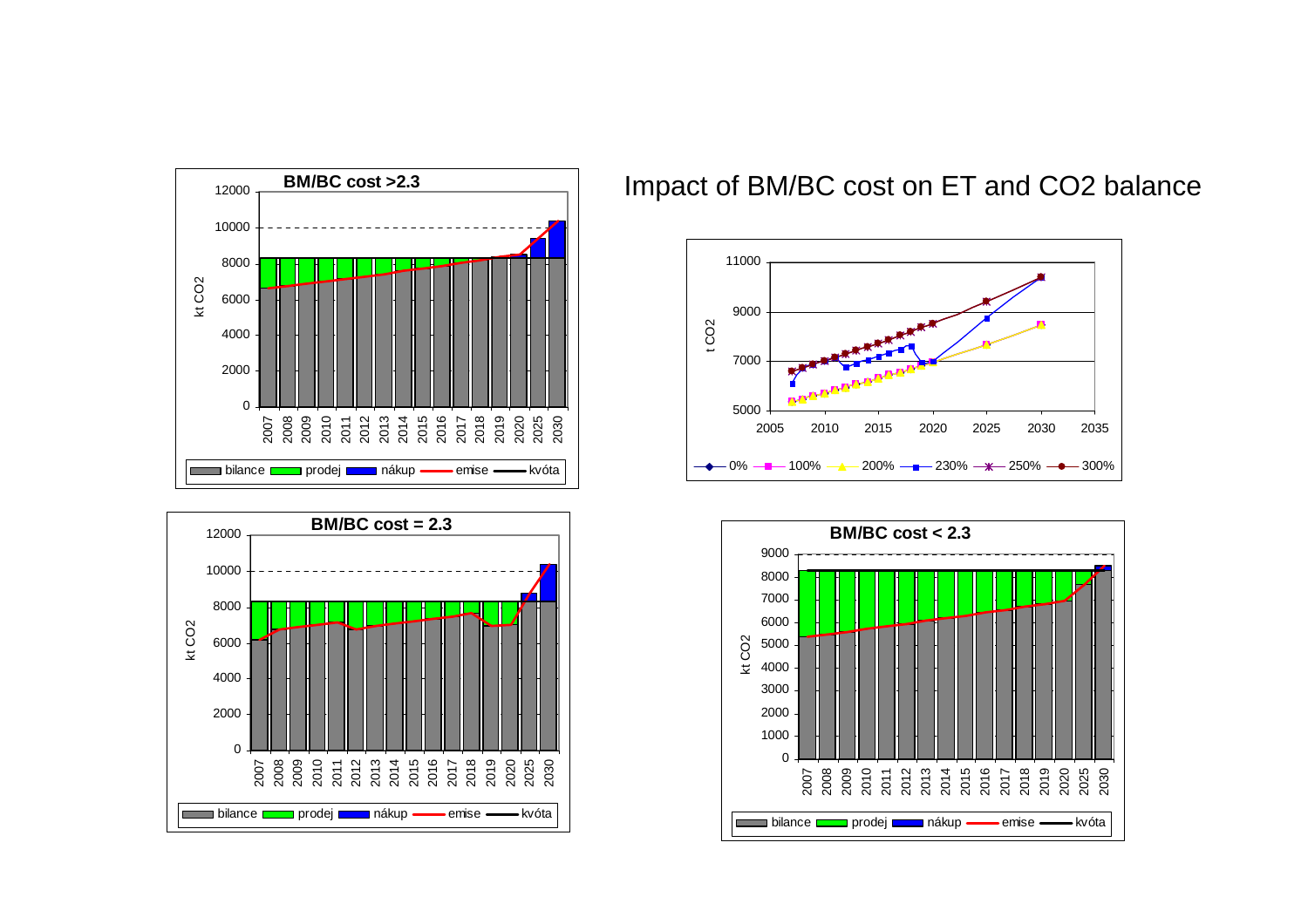# Impact of BM/BC cost on ET and CO2 balance

**BM/BC cost >2.3**

**BM/BC cost = 2.3**

**BM/BC cost < 2.3**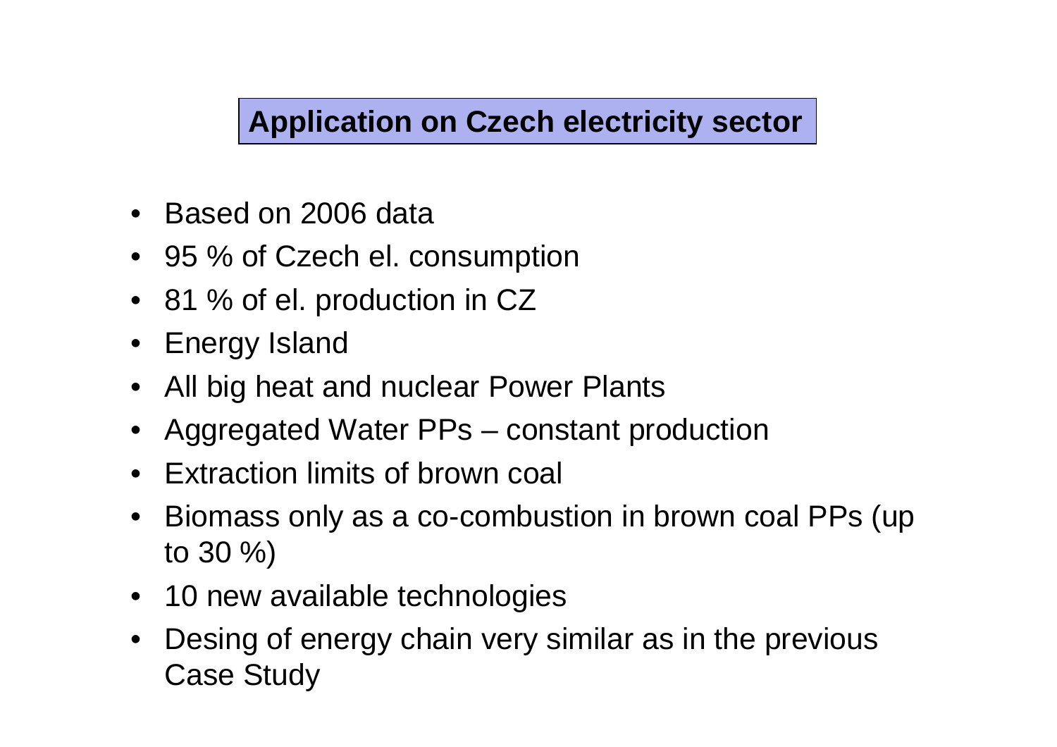## Application on Czech electricity sector

- Based on 2006 data
- 95 % of Czech el. consumption
- 81 % of el. production in CZ
- Energy Island
- All big heat and nuclear Power Plants
- Aggregated Water PPs – constant production
- Extraction limits of brown coal
- Biomass only as a co-combustion in brown coal PPs (up to 30 %)
- 10 new available technologies
- Desing of energy chain very similar as in the previous Case Study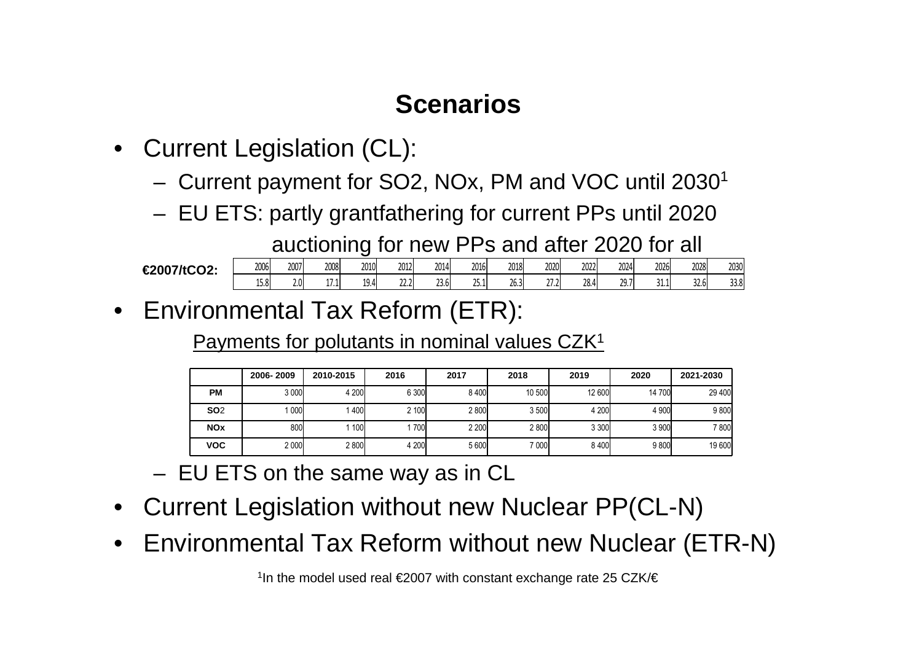# Scenarios

- Current Legislation (CL):
  - Current payment for $SO_2$, $NO_x$, PM and VOC until 2030[1]
  - EU ETS: partly grantfathering for current PPs until 2020 auctioning for new PPs and after 2020 for all

| €2007/tCO2: | 2006 | 2007 | 2008 | 2010 | 2012 | 2014 | 2016 | 2018 | 2020 | 2022 | 2024 | 2026 | 2028 | 2030 |
|---|---|---|---|---|---|---|---|---|---|---|---|---|---|---|
| | 15.8 | 2.0 | 17.1 | 19.4 | 22.2 | 23.6 | 25.1 | 26.3 | 27.2 | 28.4 | 29.7 | 31.1 | 32.6 | 33.8 |

- Environmental Tax Reform (ETR):

  Payments for polutants in nominal values CZK[1]

| | 2006- 2009 | 2010-2015 | 2016 | 2017 | 2018 | 2019 | 2020 | 2021-2030 |
|---|---|---|---|---|---|---|---|---|
| **PM** | 3 000 | 4 200 | 6 300 | 8 400 | 10 500 | 12 600 | 14 700 | 29 400 |
| **SO**2 | 1 000 | 1 400 | 2 100 | 2 800 | 3 500 | 4 200 | 4 900 | 9 800 |
| **NOx** | 800 | 1 100 | 1 700 | 2 200 | 2 800 | 3 300 | 3 900 | 7 800 |
| **VOC** | 2 000 | 2 800 | 4 200 | 5 600 | 7 000 | 8 400 | 9 800 | 19 600 |

  - EU ETS on the same way as in CL
- Current Legislation without new Nuclear PP(CL-N)
- Environmental Tax Reform without new Nuclear (ETR-N)

[1]In the model used real €2007 with constant exchange rate 25 CZK/€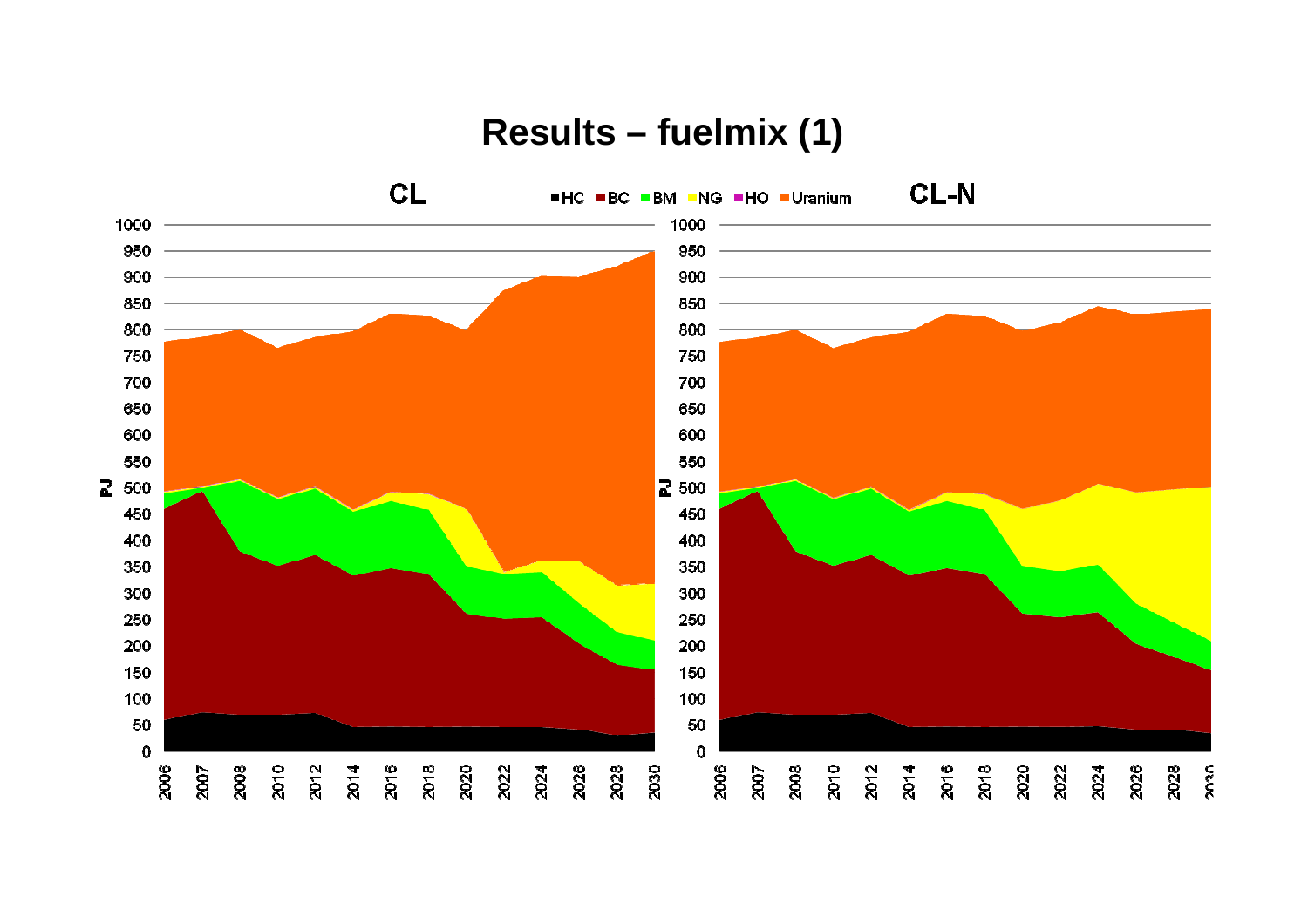# Results – fuelmix (1)

CL

CL-N

■HC ■BC ■BM ■NG ■HO ■Uranium

PJ

2006 2007 2008 2010 2012 2014 2016 2018 2020 2022 2024 2026 2028 2030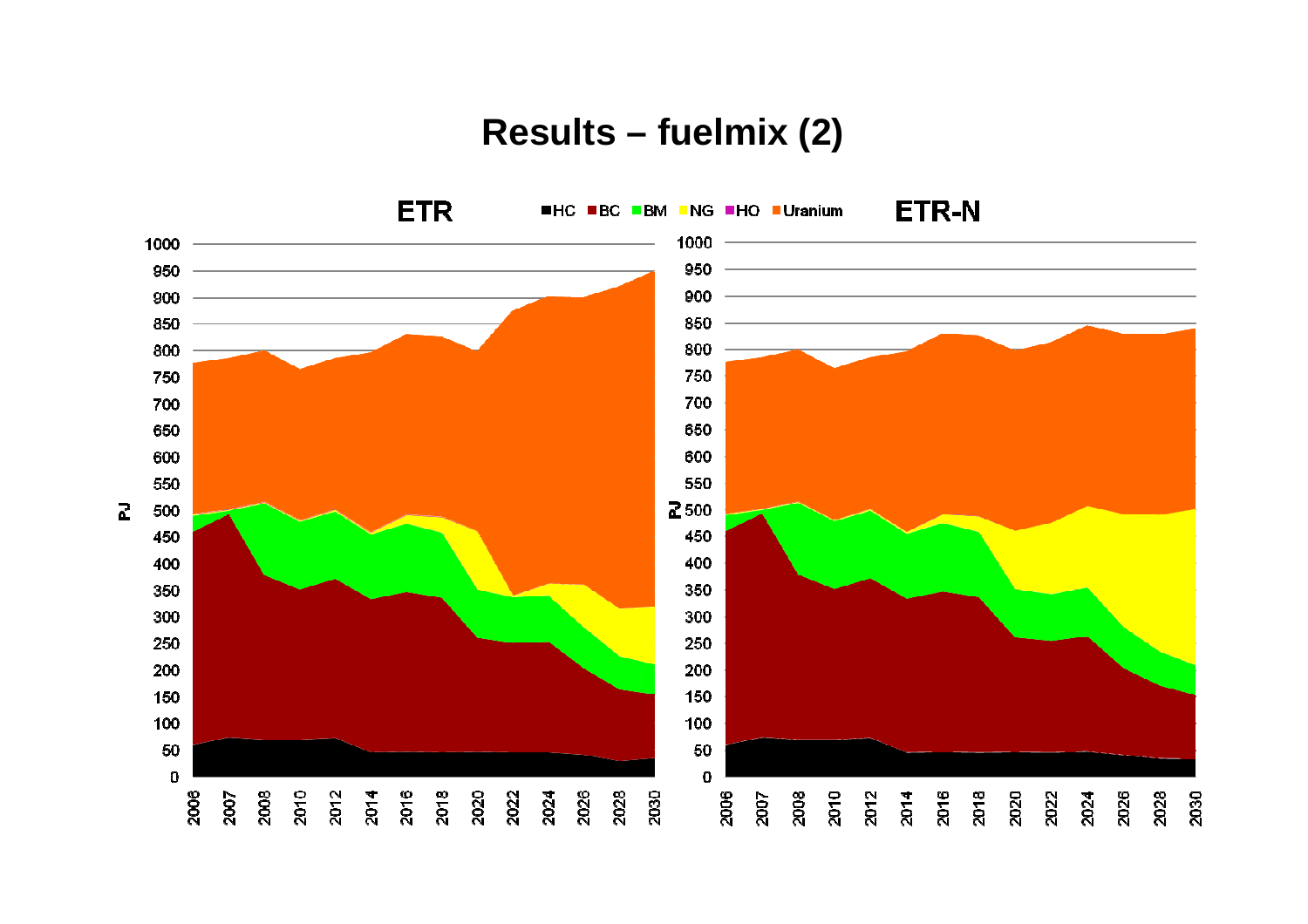# Results – fuelmix (2)

**ETR** ■HC ■BC ■BM ■NG ■HO ■Uranium **ETR-N**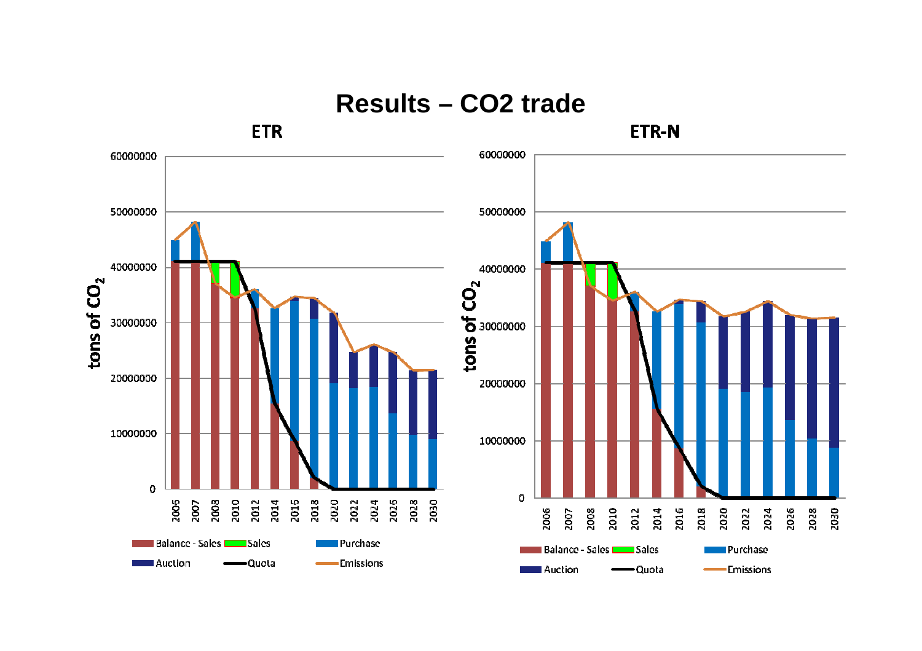# Results – CO2 trade

## ETR

tons of $CO_2$

Years: 2006, 2007, 2008, 2010, 2012, 2014, 2016, 2018, 2020, 2022, 2024, 2026, 2028, 2030

Y-axis: 0, 10000000, 20000000, 30000000, 40000000, 50000000, 60000000

Legend: Balance - Sales, Sales, Purchase, Auction, Quota, Emissions

## ETR-N

tons of $CO_2$

Years: 2006, 2007, 2008, 2010, 2012, 2014, 2016, 2018, 2020, 2022, 2024, 2026, 2028, 2030

Y-axis: 0, 10000000, 20000000, 30000000, 40000000, 50000000, 60000000

Legend: Balance - Sales, Sales, Purchase, Auction, Quota, Emissions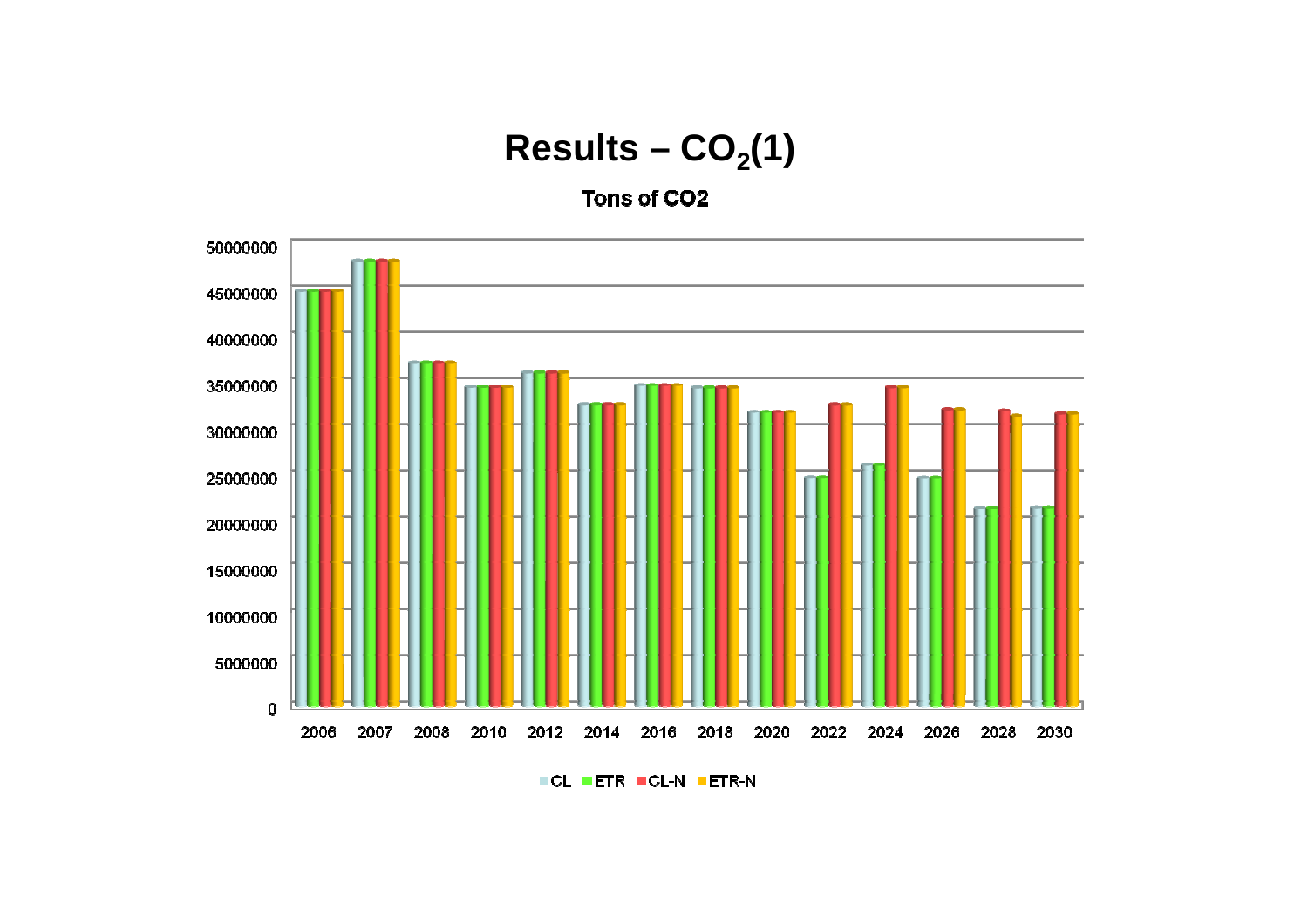# Results – $CO_2$(1)

Tons of CO2

| Year | CL | ETR | CL-N | ETR-N |
|---|---|---|---|---|
| 2006 | | | | |
| 2007 | | | | |
| 2008 | | | | |
| 2010 | | | | |
| 2012 | | | | |
| 2014 | | | | |
| 2016 | | | | |
| 2018 | | | | |
| 2020 | | | | |
| 2022 | | | | |
| 2024 | | | | |
| 2026 | | | | |
| 2028 | | | | |
| 2030 | | | | |

Y-axis: 0 – 50000000 (increments of 5000000)

Legend: CL, ETR, CL-N, ETR-N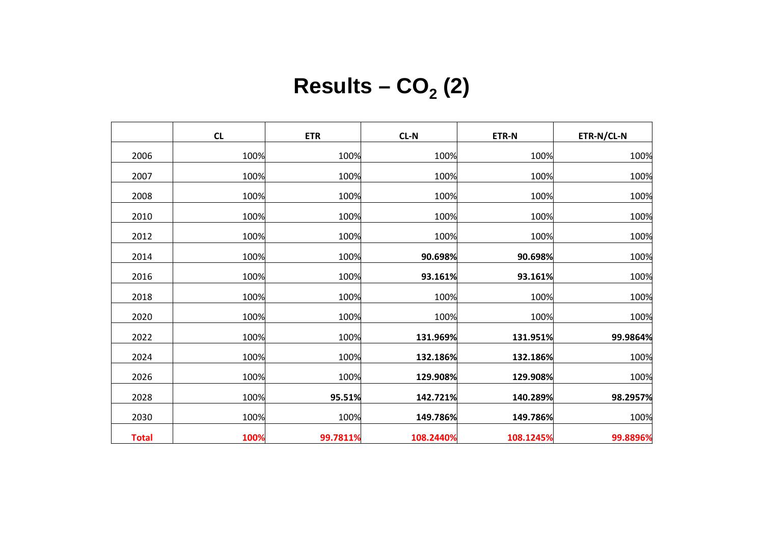# Results – $CO_2$ (2)

| | CL | ETR | CL-N | ETR-N | ETR-N/CL-N |
|---|---|---|---|---|---|
| 2006 | 100% | 100% | 100% | 100% | 100% |
| 2007 | 100% | 100% | 100% | 100% | 100% |
| 2008 | 100% | 100% | 100% | 100% | 100% |
| 2010 | 100% | 100% | 100% | 100% | 100% |
| 2012 | 100% | 100% | 100% | 100% | 100% |
| 2014 | 100% | 100% | **90.698%** | **90.698%** | 100% |
| 2016 | 100% | 100% | **93.161%** | **93.161%** | 100% |
| 2018 | 100% | 100% | 100% | 100% | 100% |
| 2020 | 100% | 100% | 100% | 100% | 100% |
| 2022 | 100% | 100% | **131.969%** | **131.951%** | **99.9864%** |
| 2024 | 100% | 100% | **132.186%** | **132.186%** | 100% |
| 2026 | 100% | 100% | **129.908%** | **129.908%** | 100% |
| 2028 | 100% | **95.51%** | **142.721%** | **140.289%** | **98.2957%** |
| 2030 | 100% | 100% | **149.786%** | **149.786%** | 100% |
| **Total** | **100%** | **99.7811%** | **108.2440%** | **108.1245%** | **99.8896%** |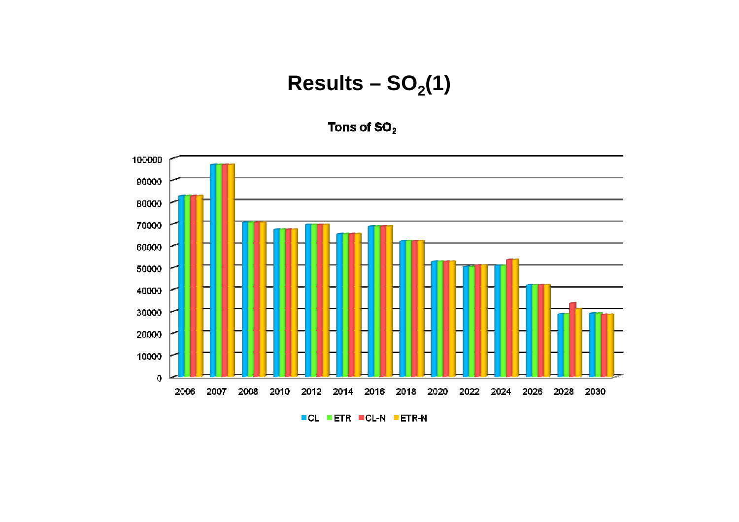# Results – $SO_2$(1)

Tons of $SO_2$

| | CL | ETR | CL-N | ETR-N |
|---|---|---|---|---|
| 2006 | ~83000 | ~83000 | ~83000 | ~83000 |
| 2007 | ~97000 | ~97000 | ~97000 | ~97000 |
| 2008 | ~71000 | ~71000 | ~71000 | ~71000 |
| 2010 | ~67500 | ~67500 | ~67500 | ~67500 |
| 2012 | ~69500 | ~69500 | ~69500 | ~69500 |
| 2014 | ~65500 | ~65500 | ~65500 | ~65500 |
| 2016 | ~69000 | ~69000 | ~69000 | ~69000 |
| 2018 | ~62000 | ~62000 | ~62000 | ~62000 |
| 2020 | ~53000 | ~53000 | ~53000 | ~53000 |
| 2022 | ~50500 | ~50500 | ~51000 | ~51000 |
| 2024 | ~51000 | ~51000 | ~53500 | ~53500 |
| 2026 | ~42000 | ~42000 | ~42000 | ~42000 |
| 2028 | ~28500 | ~28500 | ~33500 | ~31000 |
| 2030 | ~29000 | ~29000 | ~28500 | ~28500 |

Legend: CL, ETR, CL-N, ETR-N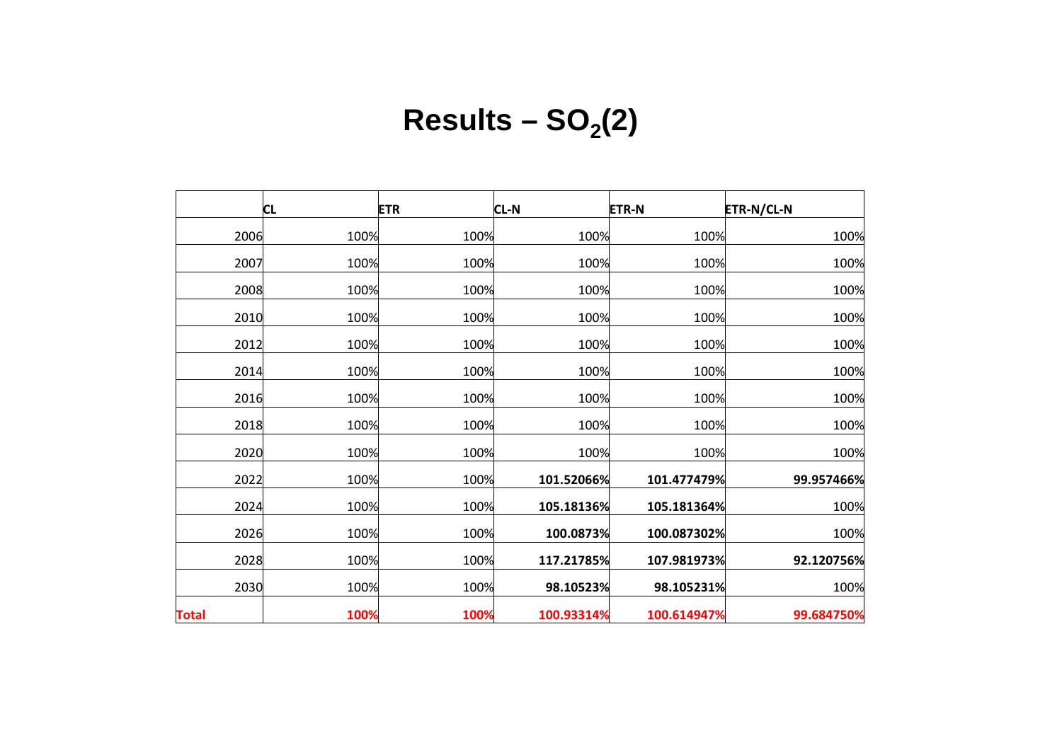# Results – $SO_2$(2)

| | CL | ETR | CL-N | ETR-N | ETR-N/CL-N |
|---|---|---|---|---|---|
| 2006 | 100% | 100% | 100% | 100% | 100% |
| 2007 | 100% | 100% | 100% | 100% | 100% |
| 2008 | 100% | 100% | 100% | 100% | 100% |
| 2010 | 100% | 100% | 100% | 100% | 100% |
| 2012 | 100% | 100% | 100% | 100% | 100% |
| 2014 | 100% | 100% | 100% | 100% | 100% |
| 2016 | 100% | 100% | 100% | 100% | 100% |
| 2018 | 100% | 100% | 100% | 100% | 100% |
| 2020 | 100% | 100% | 100% | 100% | 100% |
| 2022 | 100% | 100% | **101.52066%** | **101.477479%** | **99.957466%** |
| 2024 | 100% | 100% | **105.18136%** | **105.181364%** | 100% |
| 2026 | 100% | 100% | **100.0873%** | **100.087302%** | 100% |
| 2028 | 100% | 100% | **117.21785%** | **107.981973%** | **92.120756%** |
| 2030 | 100% | 100% | **98.10523%** | **98.105231%** | 100% |
| **Total** | **100%** | **100%** | **100.93314%** | **100.614947%** | **99.684750%** |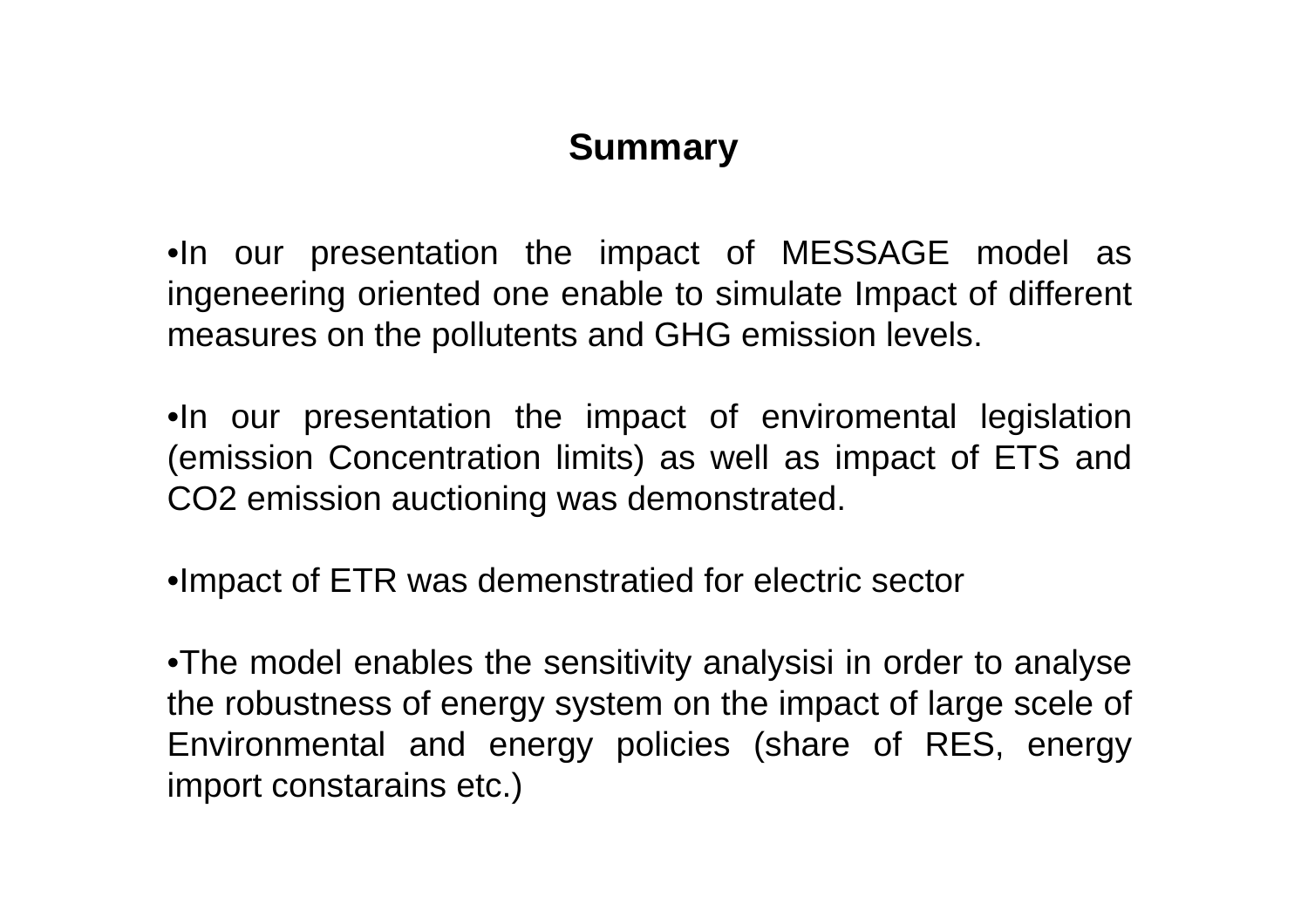# Summary

- In our presentation the impact of MESSAGE model as ingeneering oriented one enable to simulate Impact of different measures on the pollutents and GHG emission levels.

- In our presentation the impact of enviromental legislation (emission Concentration limits) as well as impact of ETS and $CO_2$ emission auctioning was demonstrated.

- Impact of ETR was demenstratied for electric sector

- The model enables the sensitivity analysisi in order to analyse the robustness of energy system on the impact of large scele of Environmental and energy policies (share of RES, energy import constarains etc.)